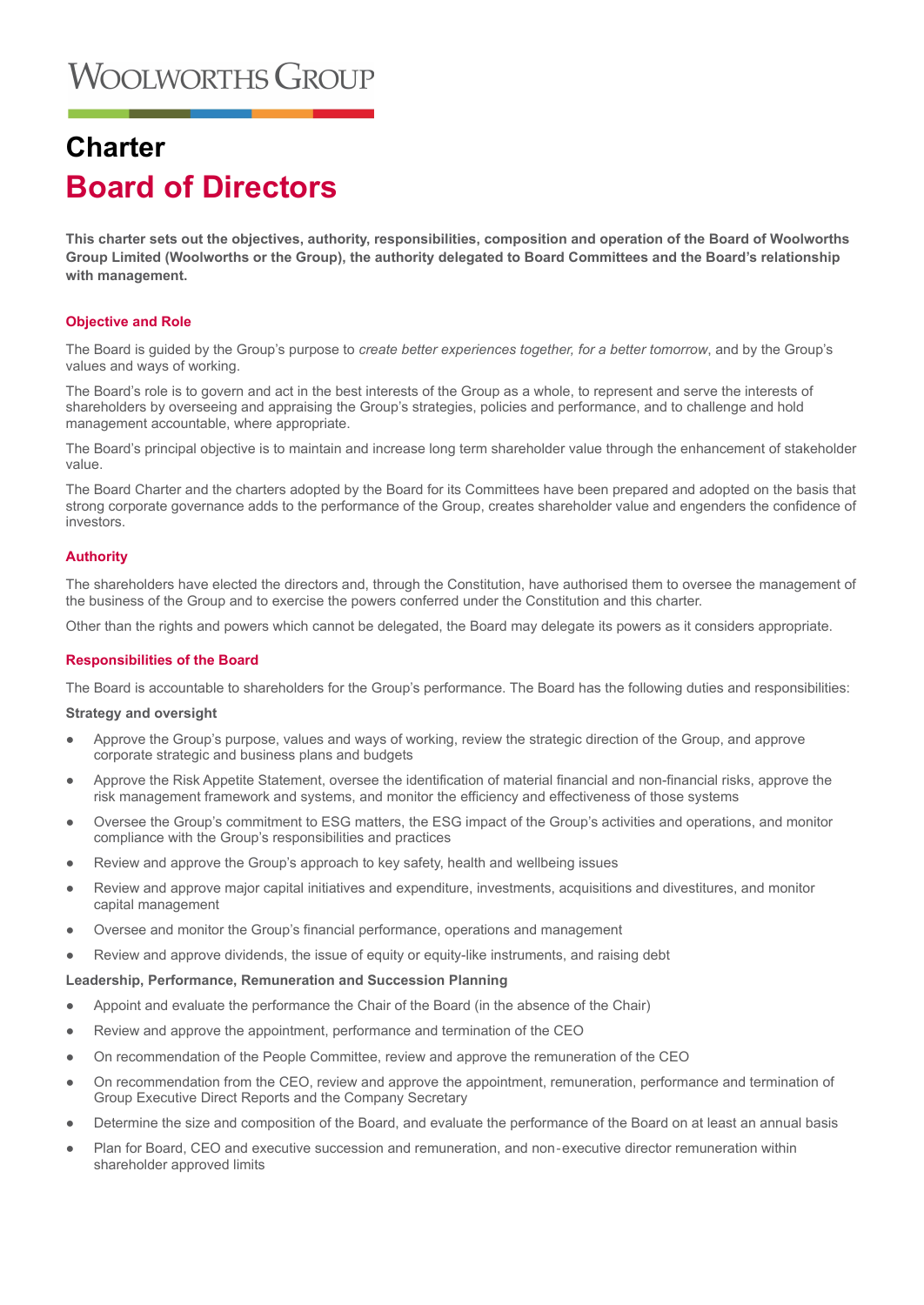# Woolworths Group

# Charter

# Board of Directors

**This charter sets out the objectives, authority, responsibilities, composition and operation of the Board of Woolworths Group Limited (Woolworths or the Group), the authority delegated to Board Committees and the Board's relationship with management.**

## Objective and Role

The Board is guided by the Group's purpose to *create better experiences together, for a better tomorrow*, and by the Group's values and ways of working.

The Board's role is to govern and act in the best interests of the Group as a whole, to represent and serve the interests of shareholders by overseeing and appraising the Group's strategies, policies and performance, and to challenge and hold management accountable, where appropriate.

The Board's principal objective is to maintain and increase long term shareholder value through the enhancement of stakeholder value.

The Board Charter and the charters adopted by the Board for its Committees have been prepared and adopted on the basis that strong corporate governance adds to the performance of the Group, creates shareholder value and engenders the confidence of investors.

## Authority

The shareholders have elected the directors and, through the Constitution, have authorised them to oversee the management of the business of the Group and to exercise the powers conferred under the Constitution and this charter.

Other than the rights and powers which cannot be delegated, the Board may delegate its powers as it considers appropriate.

## Responsibilities of the Board

The Board is accountable to shareholders for the Group's performance. The Board has the following duties and responsibilities:

### Strategy and oversight

- Approve the Group's purpose, values and ways of working, review the strategic direction of the Group, and approve corporate strategic and business plans and budgets
- Approve the Risk Appetite Statement, oversee the identification of material financial and non-financial risks, approve the risk management framework and systems, and monitor the efficiency and effectiveness of those systems
- Oversee the Group's commitment to ESG matters, the ESG impact of the Group's activities and operations, and monitor compliance with the Group's responsibilities and practices
- Review and approve the Group's approach to key safety, health and wellbeing issues
- Review and approve major capital initiatives and expenditure, investments, acquisitions and divestitures, and monitor capital management
- Oversee and monitor the Group's financial performance, operations and management
- Review and approve dividends, the issue of equity or equity-like instruments, and raising debt

### Leadership, Performance, Remuneration and Succession Planning

- Appoint and evaluate the performance the Chair of the Board (in the absence of the Chair)
- Review and approve the appointment, performance and termination of the CEO
- On recommendation of the People Committee, review and approve the remuneration of the CEO
- On recommendation from the CEO, review and approve the appointment, remuneration, performance and termination of Group Executive Direct Reports and the Company Secretary
- Determine the size and composition of the Board, and evaluate the performance of the Board on at least an annual basis
- Plan for Board, CEO and executive succession and remuneration, and non-executive director remuneration within shareholder approved limits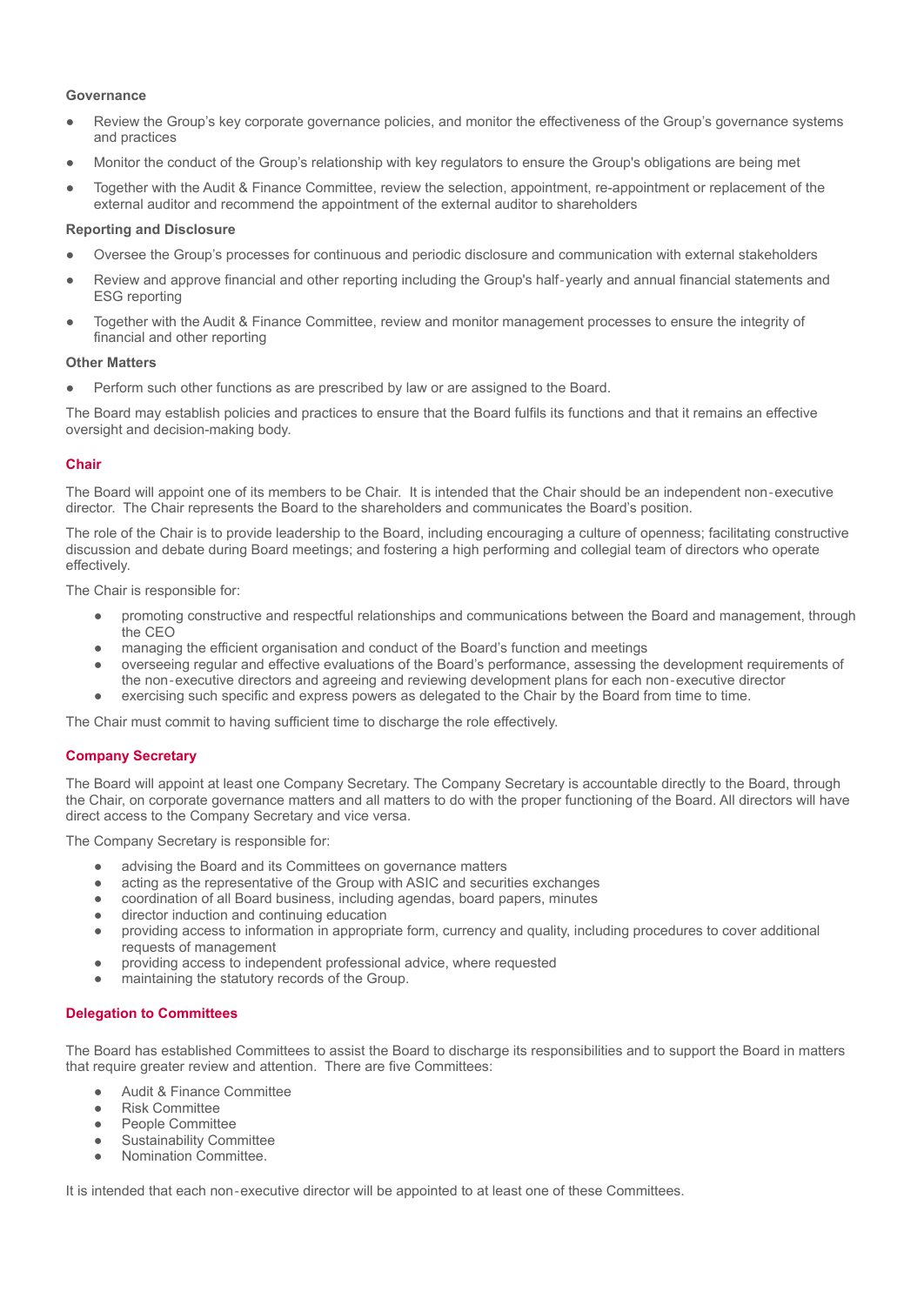**Governance**

- Review the Group's key corporate governance policies, and monitor the effectiveness of the Group's governance systems and practices
- Monitor the conduct of the Group's relationship with key regulators to ensure the Group's obligations are being met
- Together with the Audit & Finance Committee, review the selection, appointment, re-appointment or replacement of the external auditor and recommend the appointment of the external auditor to shareholders

**Reporting and Disclosure**

- Oversee the Group's processes for continuous and periodic disclosure and communication with external stakeholders
- Review and approve financial and other reporting including the Group's half-yearly and annual financial statements and ESG reporting
- Together with the Audit & Finance Committee, review and monitor management processes to ensure the integrity of financial and other reporting

**Other Matters**

- Perform such other functions as are prescribed by law or are assigned to the Board.

The Board may establish policies and practices to ensure that the Board fulfils its functions and that it remains an effective oversight and decision-making body.

## Chair

The Board will appoint one of its members to be Chair. It is intended that the Chair should be an independent non-executive director. The Chair represents the Board to the shareholders and communicates the Board's position.

The role of the Chair is to provide leadership to the Board, including encouraging a culture of openness; facilitating constructive discussion and debate during Board meetings; and fostering a high performing and collegial team of directors who operate effectively.

The Chair is responsible for:

- promoting constructive and respectful relationships and communications between the Board and management, through the CEO
- managing the efficient organisation and conduct of the Board's function and meetings
- overseeing regular and effective evaluations of the Board's performance, assessing the development requirements of the non-executive directors and agreeing and reviewing development plans for each non-executive director
- exercising such specific and express powers as delegated to the Chair by the Board from time to time.

The Chair must commit to having sufficient time to discharge the role effectively.

## Company Secretary

The Board will appoint at least one Company Secretary. The Company Secretary is accountable directly to the Board, through the Chair, on corporate governance matters and all matters to do with the proper functioning of the Board. All directors will have direct access to the Company Secretary and vice versa.

The Company Secretary is responsible for:

- advising the Board and its Committees on governance matters
- acting as the representative of the Group with ASIC and securities exchanges
- coordination of all Board business, including agendas, board papers, minutes
- director induction and continuing education
- providing access to information in appropriate form, currency and quality, including procedures to cover additional requests of management
- providing access to independent professional advice, where requested
- maintaining the statutory records of the Group.

## Delegation to Committees

The Board has established Committees to assist the Board to discharge its responsibilities and to support the Board in matters that require greater review and attention. There are five Committees:

- Audit & Finance Committee
- Risk Committee
- People Committee
- Sustainability Committee
- Nomination Committee.

It is intended that each non-executive director will be appointed to at least one of these Committees.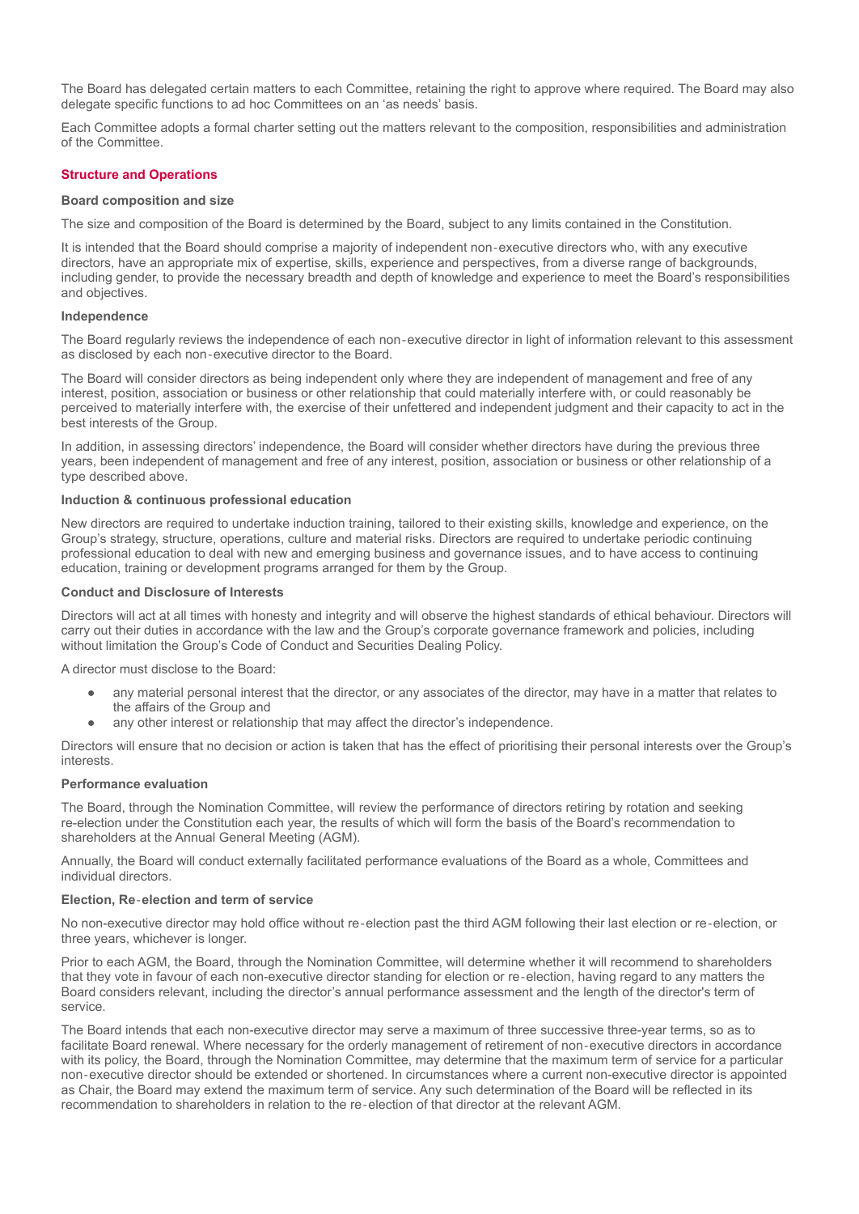The Board has delegated certain matters to each Committee, retaining the right to approve where required. The Board may also delegate specific functions to ad hoc Committees on an 'as needs' basis.

Each Committee adopts a formal charter setting out the matters relevant to the composition, responsibilities and administration of the Committee.

## Structure and Operations

### Board composition and size

The size and composition of the Board is determined by the Board, subject to any limits contained in the Constitution.

It is intended that the Board should comprise a majority of independent non-executive directors who, with any executive directors, have an appropriate mix of expertise, skills, experience and perspectives, from a diverse range of backgrounds, including gender, to provide the necessary breadth and depth of knowledge and experience to meet the Board's responsibilities and objectives.

### Independence

The Board regularly reviews the independence of each non-executive director in light of information relevant to this assessment as disclosed by each non-executive director to the Board.

The Board will consider directors as being independent only where they are independent of management and free of any interest, position, association or business or other relationship that could materially interfere with, or could reasonably be perceived to materially interfere with, the exercise of their unfettered and independent judgment and their capacity to act in the best interests of the Group.

In addition, in assessing directors' independence, the Board will consider whether directors have during the previous three years, been independent of management and free of any interest, position, association or business or other relationship of a type described above.

### Induction & continuous professional education

New directors are required to undertake induction training, tailored to their existing skills, knowledge and experience, on the Group's strategy, structure, operations, culture and material risks. Directors are required to undertake periodic continuing professional education to deal with new and emerging business and governance issues, and to have access to continuing education, training or development programs arranged for them by the Group.

### Conduct and Disclosure of Interests

Directors will act at all times with honesty and integrity and will observe the highest standards of ethical behaviour. Directors will carry out their duties in accordance with the law and the Group's corporate governance framework and policies, including without limitation the Group's Code of Conduct and Securities Dealing Policy.

A director must disclose to the Board:

- any material personal interest that the director, or any associates of the director, may have in a matter that relates to the affairs of the Group and
- any other interest or relationship that may affect the director's independence.

Directors will ensure that no decision or action is taken that has the effect of prioritising their personal interests over the Group's interests.

### Performance evaluation

The Board, through the Nomination Committee, will review the performance of directors retiring by rotation and seeking re-election under the Constitution each year, the results of which will form the basis of the Board's recommendation to shareholders at the Annual General Meeting (AGM).

Annually, the Board will conduct externally facilitated performance evaluations of the Board as a whole, Committees and individual directors.

### Election, Re-election and term of service

No non-executive director may hold office without re-election past the third AGM following their last election or re-election, or three years, whichever is longer.

Prior to each AGM, the Board, through the Nomination Committee, will determine whether it will recommend to shareholders that they vote in favour of each non-executive director standing for election or re-election, having regard to any matters the Board considers relevant, including the director's annual performance assessment and the length of the director's term of service.

The Board intends that each non-executive director may serve a maximum of three successive three-year terms, so as to facilitate Board renewal. Where necessary for the orderly management of retirement of non-executive directors in accordance with its policy, the Board, through the Nomination Committee, may determine that the maximum term of service for a particular non-executive director should be extended or shortened. In circumstances where a current non-executive director is appointed as Chair, the Board may extend the maximum term of service. Any such determination of the Board will be reflected in its recommendation to shareholders in relation to the re-election of that director at the relevant AGM.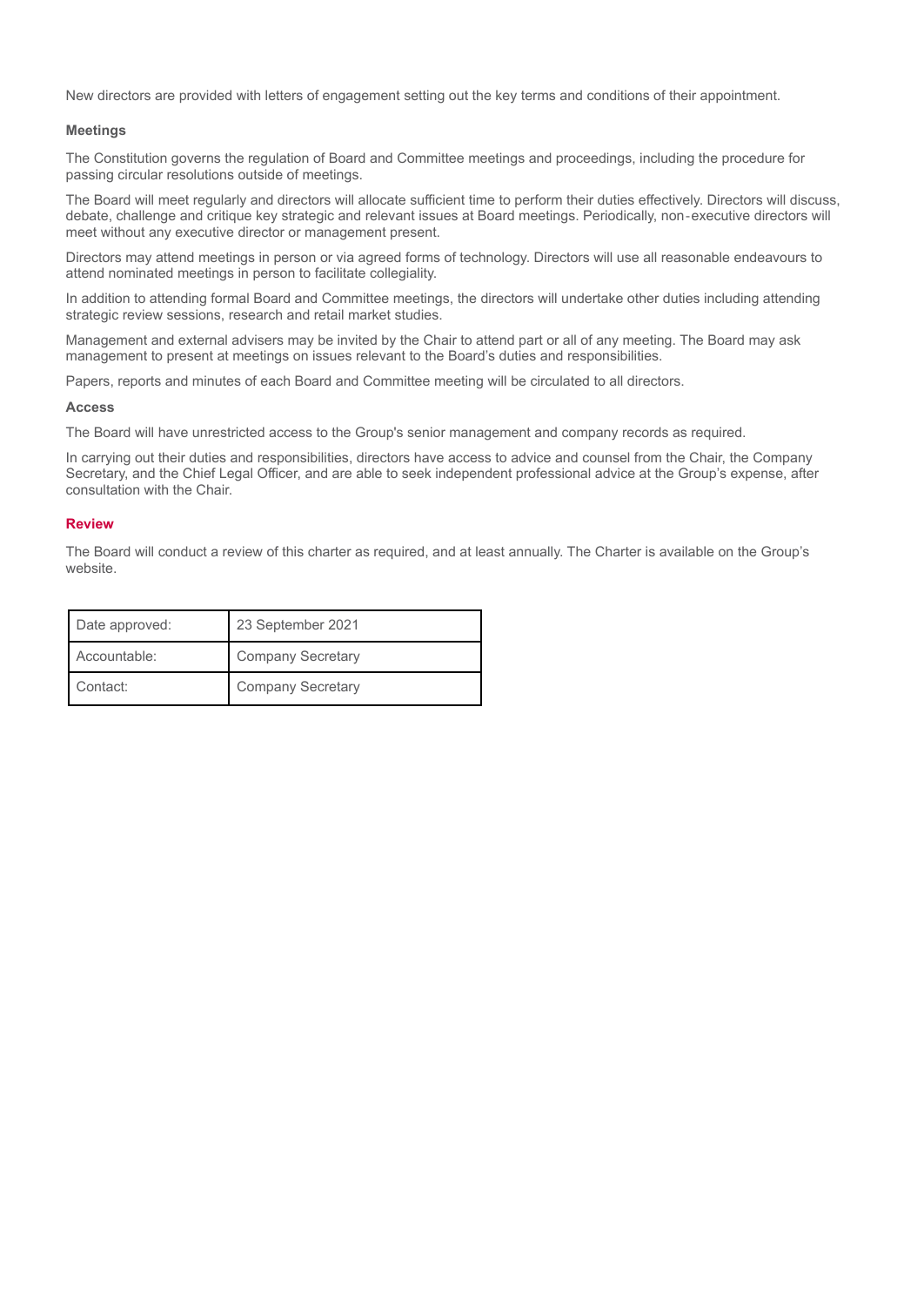New directors are provided with letters of engagement setting out the key terms and conditions of their appointment.

### Meetings

The Constitution governs the regulation of Board and Committee meetings and proceedings, including the procedure for passing circular resolutions outside of meetings.

The Board will meet regularly and directors will allocate sufficient time to perform their duties effectively. Directors will discuss, debate, challenge and critique key strategic and relevant issues at Board meetings. Periodically, non-executive directors will meet without any executive director or management present.

Directors may attend meetings in person or via agreed forms of technology. Directors will use all reasonable endeavours to attend nominated meetings in person to facilitate collegiality.

In addition to attending formal Board and Committee meetings, the directors will undertake other duties including attending strategic review sessions, research and retail market studies.

Management and external advisers may be invited by the Chair to attend part or all of any meeting. The Board may ask management to present at meetings on issues relevant to the Board's duties and responsibilities.

Papers, reports and minutes of each Board and Committee meeting will be circulated to all directors.

### Access

The Board will have unrestricted access to the Group's senior management and company records as required.

In carrying out their duties and responsibilities, directors have access to advice and counsel from the Chair, the Company Secretary, and the Chief Legal Officer, and are able to seek independent professional advice at the Group's expense, after consultation with the Chair.

## Review

The Board will conduct a review of this charter as required, and at least annually. The Charter is available on the Group's website.

| | |
|---|---|
| Date approved: | 23 September 2021 |
| Accountable: | Company Secretary |
| Contact: | Company Secretary |